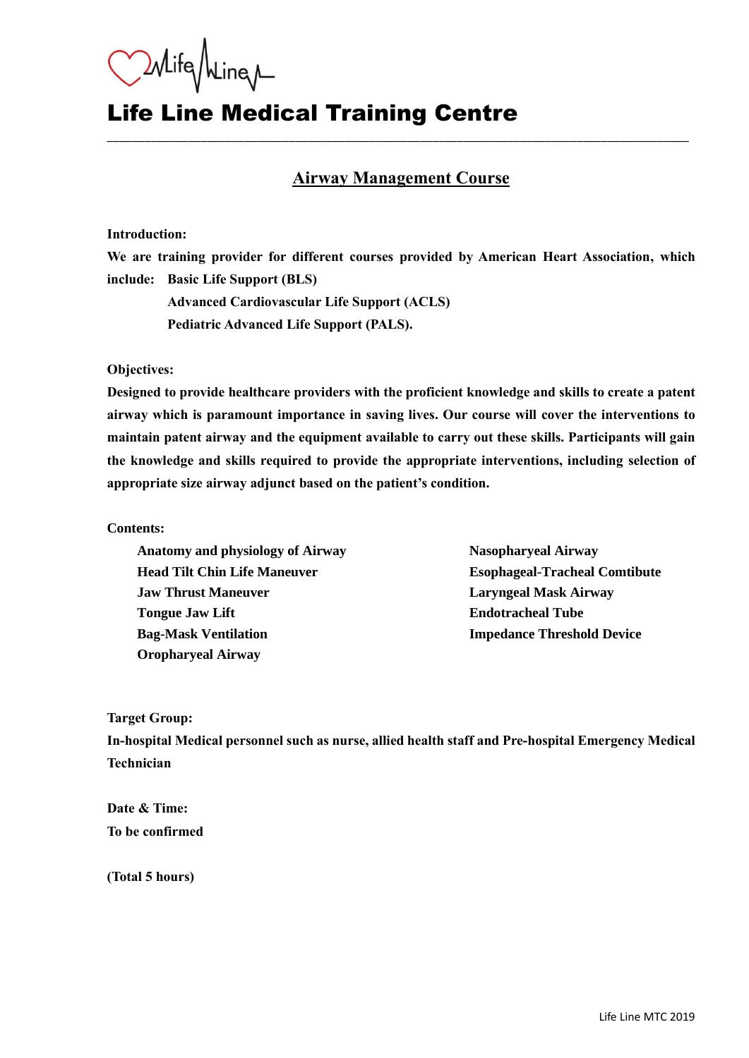# Life Line Medical Training Centre

---

## Airway Management Course

**Introduction:**

**We are training provider for different courses provided by American Heart Association, which include:**

- **Basic Life Support (BLS)**
- **Advanced Cardiovascular Life Support (ACLS)**
- **Pediatric Advanced Life Support (PALS).**

**Objectives:**

**Designed to provide healthcare providers with the proficient knowledge and skills to create a patent airway which is paramount importance in saving lives. Our course will cover the interventions to maintain patent airway and the equipment available to carry out these skills. Participants will gain the knowledge and skills required to provide the appropriate interventions, including selection of appropriate size airway adjunct based on the patient's condition.**

**Contents:**

- **Anatomy and physiology of Airway**
- **Head Tilt Chin Life Maneuver**
- **Jaw Thrust Maneuver**
- **Tongue Jaw Lift**
- **Bag-Mask Ventilation**
- **Oropharyeal Airway**
- **Nasopharyeal Airway**
- **Esophageal-Tracheal Comtibute**
- **Laryngeal Mask Airway**
- **Endotracheal Tube**
- **Impedance Threshold Device**

**Target Group:**

**In-hospital Medical personnel such as nurse, allied health staff and Pre-hospital Emergency Medical Technician**

**Date & Time:**

**To be confirmed**

**(Total 5 hours)**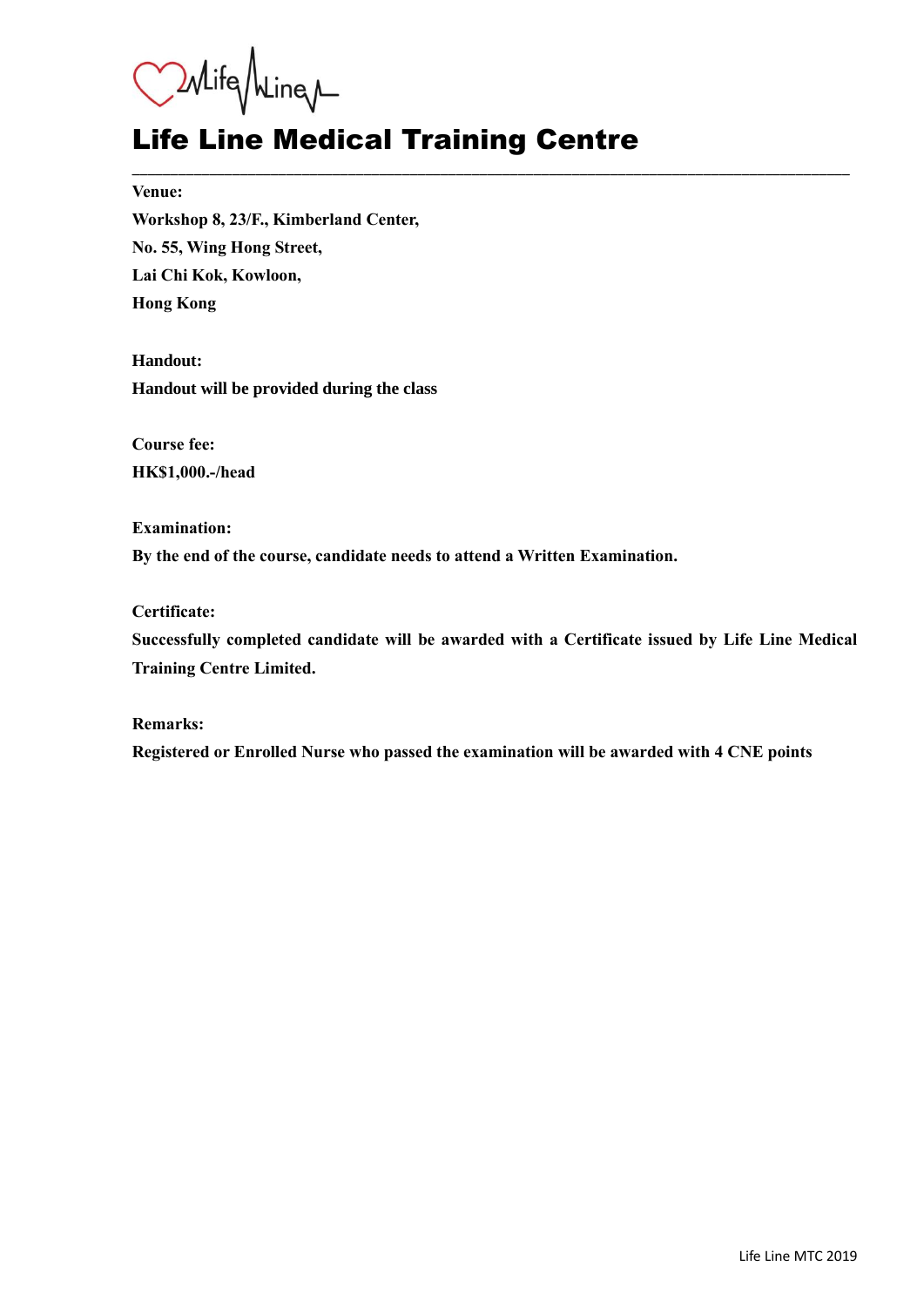# Life Line Medical Training Centre

---

**Venue:**

**Workshop 8, 23/F., Kimberland Center,**
**No. 55, Wing Hong Street,**
**Lai Chi Kok, Kowloon,**
**Hong Kong**

**Handout:**

**Handout will be provided during the class**

**Course fee:**

**HK$1,000.-/head**

**Examination:**

**By the end of the course, candidate needs to attend a Written Examination.**

**Certificate:**

**Successfully completed candidate will be awarded with a Certificate issued by Life Line Medical Training Centre Limited.**

**Remarks:**

**Registered or Enrolled Nurse who passed the examination will be awarded with 4 CNE points**